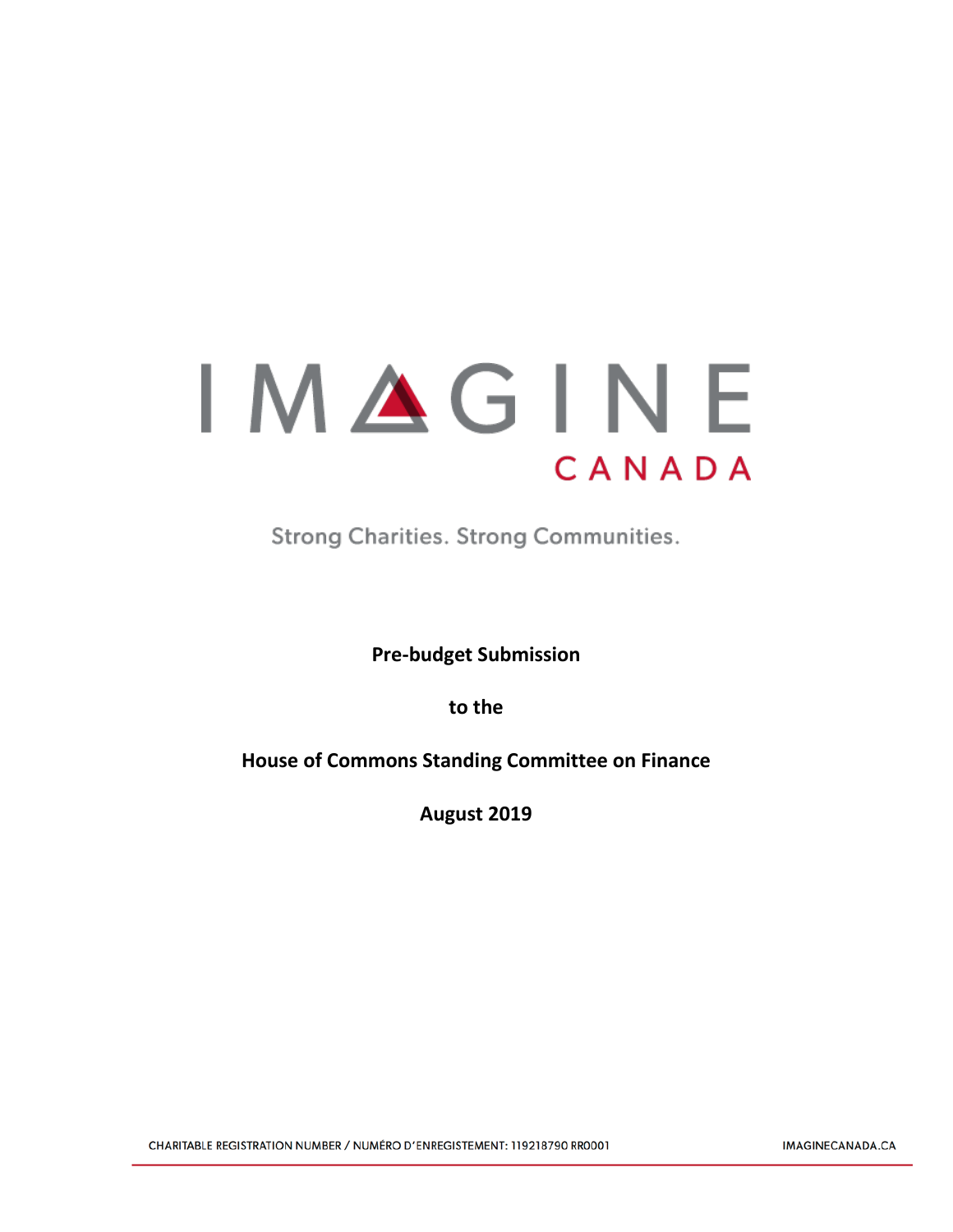IMAGINE CANADA

Strong Charities. Strong Communities.

**Pre-budget Submission**

**to the**

**House of Commons Standing Committee on Finance**

**August 2019**

CHARITABLE REGISTRATION NUMBER / NUMÉRO D'ENREGISTEMENT: 119218790 RR0001

IMAGINECANADA.CA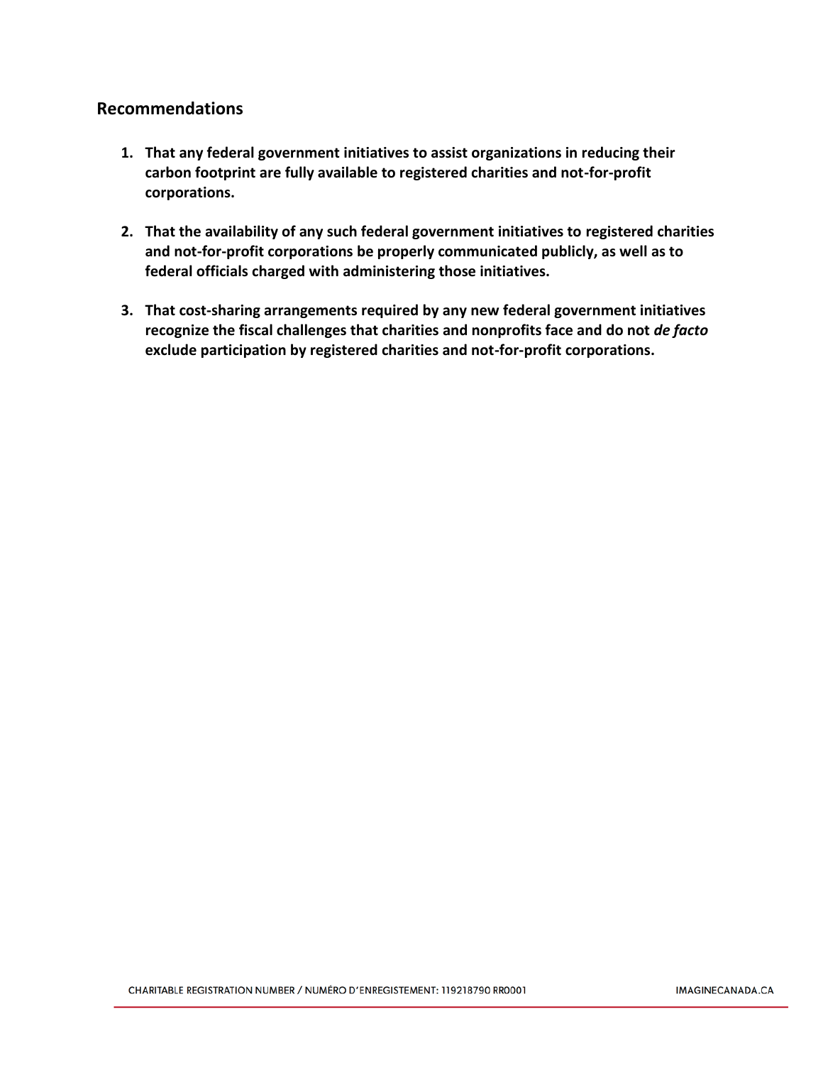## Recommendations

1. **That any federal government initiatives to assist organizations in reducing their carbon footprint are fully available to registered charities and not-for-profit corporations.**

2. **That the availability of any such federal government initiatives to registered charities and not-for-profit corporations be properly communicated publicly, as well as to federal officials charged with administering those initiatives.**

3. **That cost-sharing arrangements required by any new federal government initiatives recognize the fiscal challenges that charities and nonprofits face and do not *de facto* exclude participation by registered charities and not-for-profit corporations.**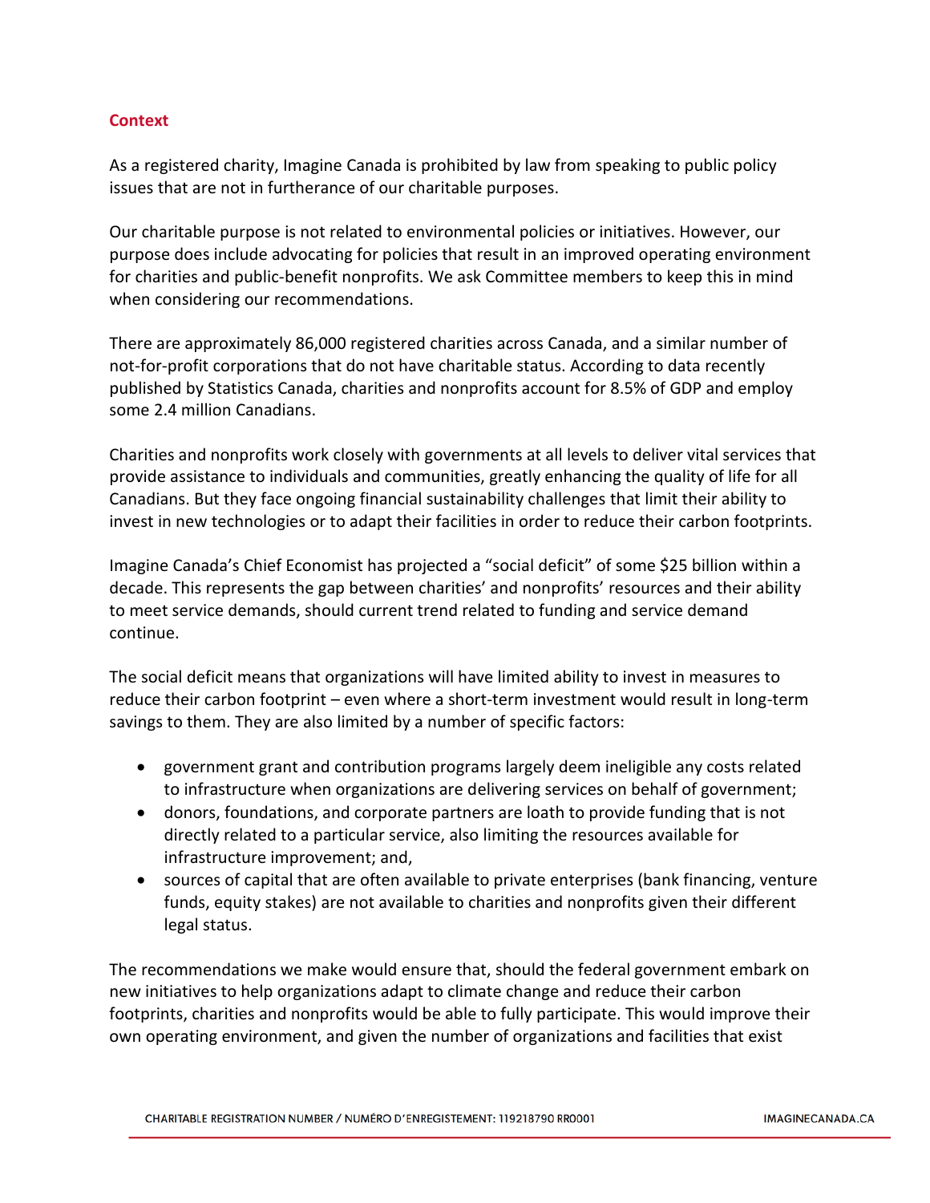## Context

As a registered charity, Imagine Canada is prohibited by law from speaking to public policy issues that are not in furtherance of our charitable purposes.

Our charitable purpose is not related to environmental policies or initiatives. However, our purpose does include advocating for policies that result in an improved operating environment for charities and public-benefit nonprofits. We ask Committee members to keep this in mind when considering our recommendations.

There are approximately 86,000 registered charities across Canada, and a similar number of not-for-profit corporations that do not have charitable status. According to data recently published by Statistics Canada, charities and nonprofits account for 8.5% of GDP and employ some 2.4 million Canadians.

Charities and nonprofits work closely with governments at all levels to deliver vital services that provide assistance to individuals and communities, greatly enhancing the quality of life for all Canadians. But they face ongoing financial sustainability challenges that limit their ability to invest in new technologies or to adapt their facilities in order to reduce their carbon footprints.

Imagine Canada's Chief Economist has projected a "social deficit" of some $25 billion within a decade. This represents the gap between charities' and nonprofits' resources and their ability to meet service demands, should current trend related to funding and service demand continue.

The social deficit means that organizations will have limited ability to invest in measures to reduce their carbon footprint – even where a short-term investment would result in long-term savings to them. They are also limited by a number of specific factors:

- government grant and contribution programs largely deem ineligible any costs related to infrastructure when organizations are delivering services on behalf of government;
- donors, foundations, and corporate partners are loath to provide funding that is not directly related to a particular service, also limiting the resources available for infrastructure improvement; and,
- sources of capital that are often available to private enterprises (bank financing, venture funds, equity stakes) are not available to charities and nonprofits given their different legal status.

The recommendations we make would ensure that, should the federal government embark on new initiatives to help organizations adapt to climate change and reduce their carbon footprints, charities and nonprofits would be able to fully participate. This would improve their own operating environment, and given the number of organizations and facilities that exist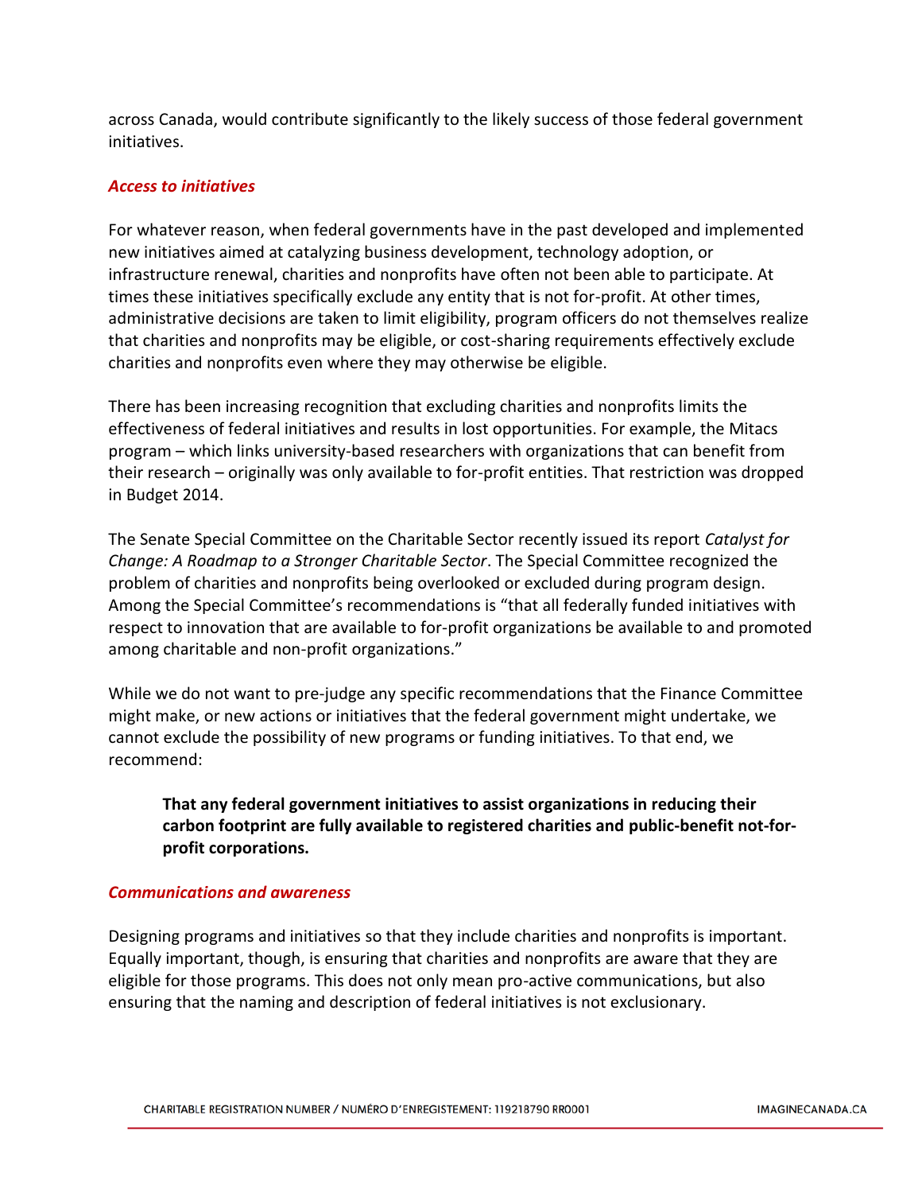across Canada, would contribute significantly to the likely success of those federal government initiatives.

### *Access to initiatives*

For whatever reason, when federal governments have in the past developed and implemented new initiatives aimed at catalyzing business development, technology adoption, or infrastructure renewal, charities and nonprofits have often not been able to participate. At times these initiatives specifically exclude any entity that is not for-profit. At other times, administrative decisions are taken to limit eligibility, program officers do not themselves realize that charities and nonprofits may be eligible, or cost-sharing requirements effectively exclude charities and nonprofits even where they may otherwise be eligible.

There has been increasing recognition that excluding charities and nonprofits limits the effectiveness of federal initiatives and results in lost opportunities. For example, the Mitacs program – which links university-based researchers with organizations that can benefit from their research – originally was only available to for-profit entities. That restriction was dropped in Budget 2014.

The Senate Special Committee on the Charitable Sector recently issued its report *Catalyst for Change: A Roadmap to a Stronger Charitable Sector*. The Special Committee recognized the problem of charities and nonprofits being overlooked or excluded during program design. Among the Special Committee's recommendations is "that all federally funded initiatives with respect to innovation that are available to for-profit organizations be available to and promoted among charitable and non-profit organizations."

While we do not want to pre-judge any specific recommendations that the Finance Committee might make, or new actions or initiatives that the federal government might undertake, we cannot exclude the possibility of new programs or funding initiatives. To that end, we recommend:

> **That any federal government initiatives to assist organizations in reducing their carbon footprint are fully available to registered charities and public-benefit not-for-profit corporations.**

### *Communications and awareness*

Designing programs and initiatives so that they include charities and nonprofits is important. Equally important, though, is ensuring that charities and nonprofits are aware that they are eligible for those programs. This does not only mean pro-active communications, but also ensuring that the naming and description of federal initiatives is not exclusionary.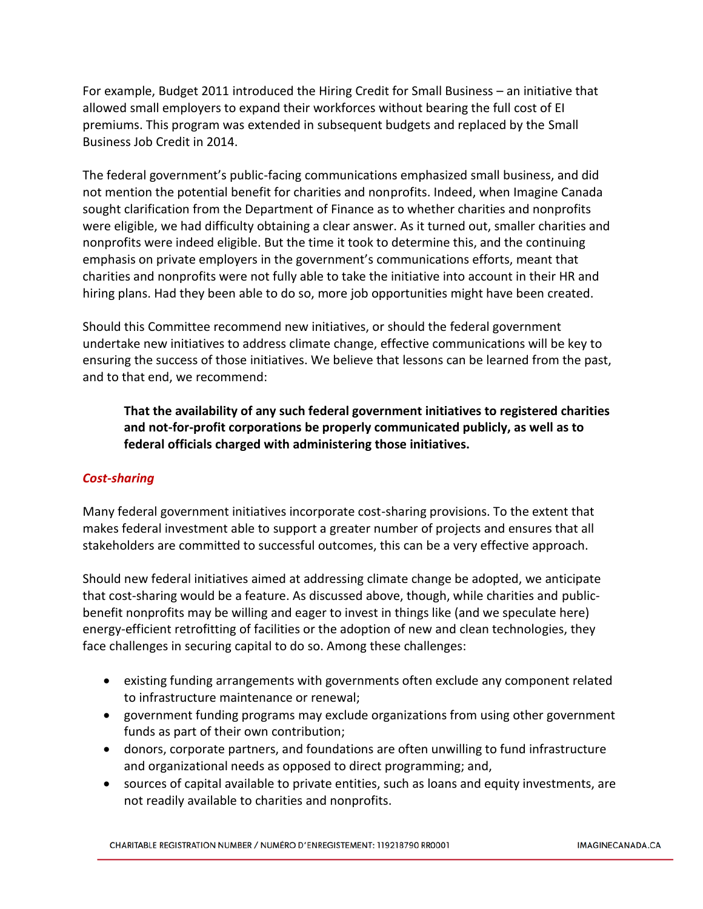For example, Budget 2011 introduced the Hiring Credit for Small Business – an initiative that allowed small employers to expand their workforces without bearing the full cost of EI premiums. This program was extended in subsequent budgets and replaced by the Small Business Job Credit in 2014.

The federal government's public-facing communications emphasized small business, and did not mention the potential benefit for charities and nonprofits. Indeed, when Imagine Canada sought clarification from the Department of Finance as to whether charities and nonprofits were eligible, we had difficulty obtaining a clear answer. As it turned out, smaller charities and nonprofits were indeed eligible. But the time it took to determine this, and the continuing emphasis on private employers in the government's communications efforts, meant that charities and nonprofits were not fully able to take the initiative into account in their HR and hiring plans. Had they been able to do so, more job opportunities might have been created.

Should this Committee recommend new initiatives, or should the federal government undertake new initiatives to address climate change, effective communications will be key to ensuring the success of those initiatives. We believe that lessons can be learned from the past, and to that end, we recommend:

> **That the availability of any such federal government initiatives to registered charities and not-for-profit corporations be properly communicated publicly, as well as to federal officials charged with administering those initiatives.**

### *Cost-sharing*

Many federal government initiatives incorporate cost-sharing provisions. To the extent that makes federal investment able to support a greater number of projects and ensures that all stakeholders are committed to successful outcomes, this can be a very effective approach.

Should new federal initiatives aimed at addressing climate change be adopted, we anticipate that cost-sharing would be a feature. As discussed above, though, while charities and public-benefit nonprofits may be willing and eager to invest in things like (and we speculate here) energy-efficient retrofitting of facilities or the adoption of new and clean technologies, they face challenges in securing capital to do so. Among these challenges:

- existing funding arrangements with governments often exclude any component related to infrastructure maintenance or renewal;
- government funding programs may exclude organizations from using other government funds as part of their own contribution;
- donors, corporate partners, and foundations are often unwilling to fund infrastructure and organizational needs as opposed to direct programming; and,
- sources of capital available to private entities, such as loans and equity investments, are not readily available to charities and nonprofits.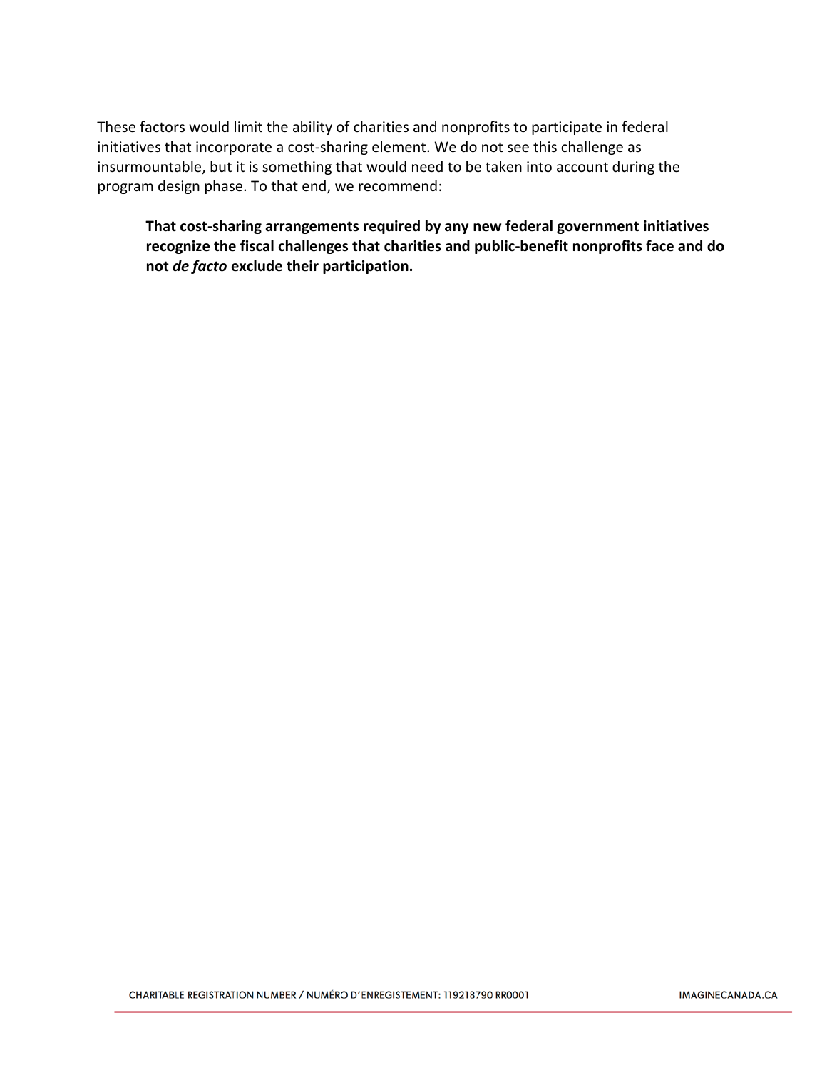These factors would limit the ability of charities and nonprofits to participate in federal initiatives that incorporate a cost-sharing element. We do not see this challenge as insurmountable, but it is something that would need to be taken into account during the program design phase. To that end, we recommend:

> **That cost-sharing arrangements required by any new federal government initiatives recognize the fiscal challenges that charities and public-benefit nonprofits face and do not *de facto* exclude their participation.**